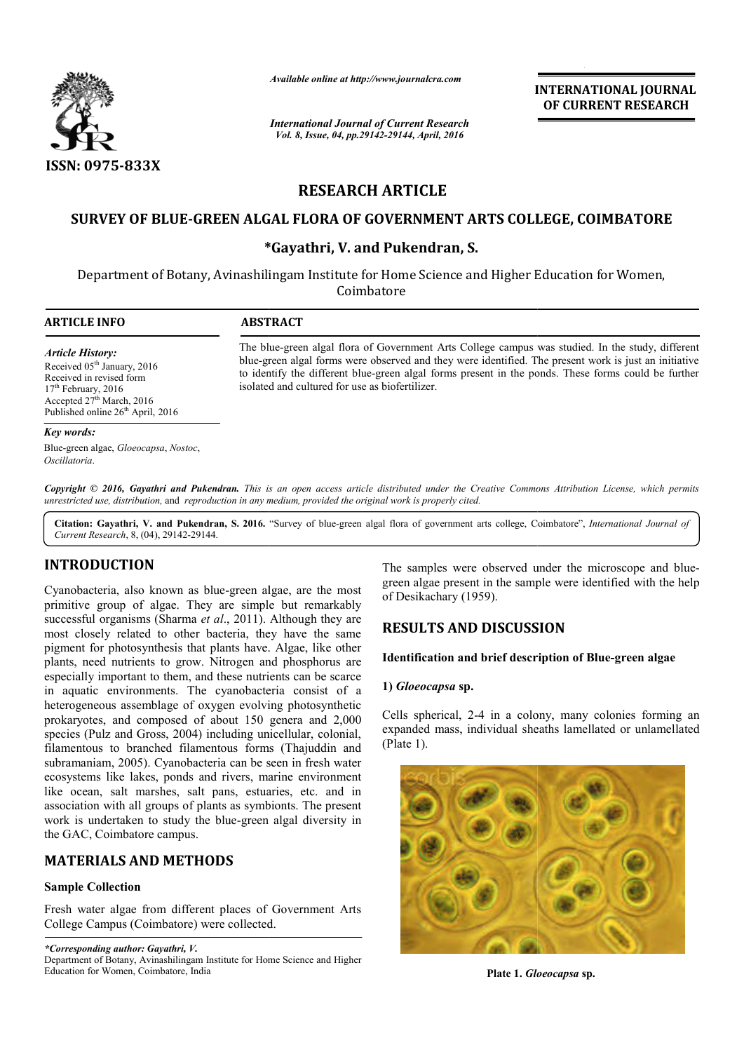# RESEARCH ARTICLE

## SURVEY OF BLUE-GREEN ALGAL FLORA OF GOVERNMENT ARTS COLLEGE, COIMBATORE

**\*Gayathri, V. and Pukendran, S.**

Department of Botany, Avinashilingam Institute for Home Science and Higher Education for Women, Coimbatore

### ARTICLE INFO

*Article History:*
Received 05th January, 2016
Received in revised form
17th February, 2016
Accepted 27th March, 2016
Published online 26th April, 2016

*Key words:*
Blue-green algae, *Gloeocapsa*, *Nostoc*, *Oscillatoria*.

### ABSTRACT

The blue-green algal flora of Government Arts College campus was studied. In the study, different blue-green algal forms were observed and they were identified. The present work is just an initiative to identify the different blue-green algal forms present in the ponds. These forms could be further isolated and cultured for use as biofertilizer.

***Copyright © 2016, Gayathri and Pukendran.*** *This is an open access article distributed under the Creative Commons Attribution License, which permits unrestricted use, distribution, and reproduction in any medium, provided the original work is properly cited.*

**Citation: Gayathri, V. and Pukendran, S. 2016.** "Survey of blue-green algal flora of government arts college, Coimbatore", *International Journal of Current Research*, 8, (04), 29142-29144.

## INTRODUCTION

Cyanobacteria, also known as blue-green algae, are the most primitive group of algae. They are simple but remarkably successful organisms (Sharma *et al*., 2011). Although they are most closely related to other bacteria, they have the same pigment for photosynthesis that plants have. Algae, like other plants, need nutrients to grow. Nitrogen and phosphorus are especially important to them, and these nutrients can be scarce in aquatic environments. The cyanobacteria consist of a heterogeneous assemblage of oxygen evolving photosynthetic prokaryotes, and composed of about 150 genera and 2,000 species (Pulz and Gross, 2004) including unicellular, colonial, filamentous to branched filamentous forms (Thajuddin and subramaniam, 2005). Cyanobacteria can be seen in fresh water ecosystems like lakes, ponds and rivers, marine environment like ocean, salt marshes, salt pans, estuaries, etc. and in association with all groups of plants as symbionts. The present work is undertaken to study the blue-green algal diversity in the GAC, Coimbatore campus.

## MATERIALS AND METHODS

### Sample Collection

Fresh water algae from different places of Government Arts College Campus (Coimbatore) were collected.

*\*Corresponding author: Gayathri, V.*
Department of Botany, Avinashilingam Institute for Home Science and Higher Education for Women, Coimbatore, India

The samples were observed under the microscope and blue-green algae present in the sample were identified with the help of Desikachary (1959).

## RESULTS AND DISCUSSION

### Identification and brief description of Blue-green algae

#### 1) *Gloeocapsa* sp.

Cells spherical, 2-4 in a colony, many colonies forming an expanded mass, individual sheaths lamellated or unlamellated (Plate 1).

**Plate 1. *Gloeocapsa* sp.**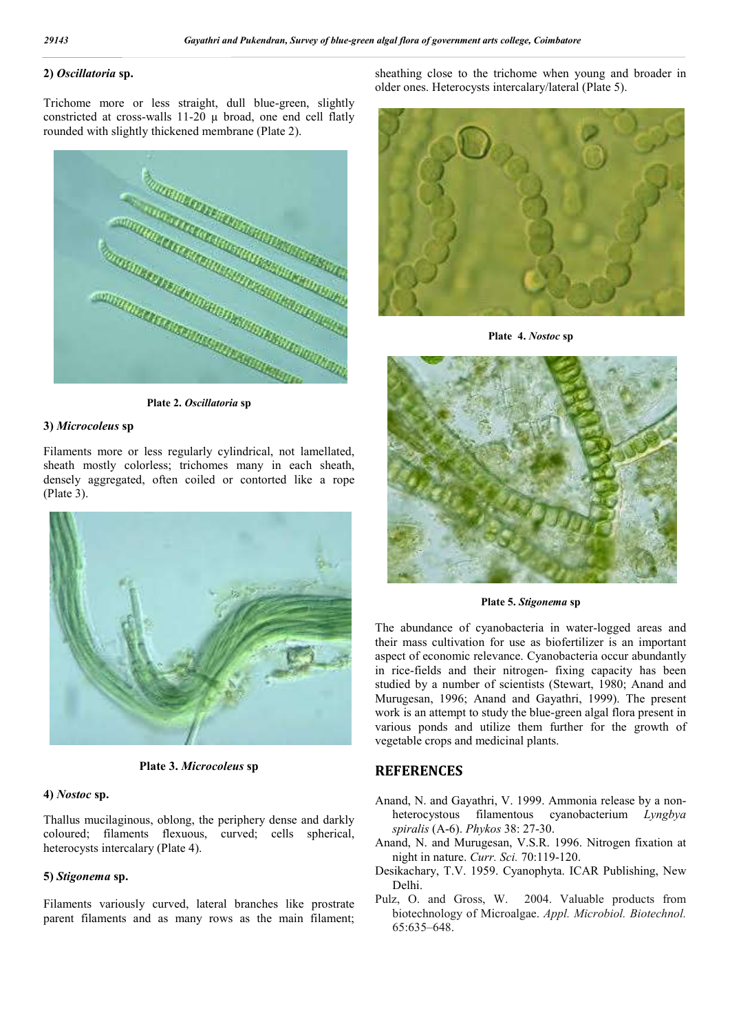### 2) *Oscillatoria* sp.

Trichome more or less straight, dull blue-green, slightly constricted at cross-walls 11-20 μ broad, one end cell flatly rounded with slightly thickened membrane (Plate 2).

**Plate 2. *Oscillatoria* sp**

### 3) *Microcoleus* sp

Filaments more or less regularly cylindrical, not lamellated, sheath mostly colorless; trichomes many in each sheath, densely aggregated, often coiled or contorted like a rope (Plate 3).

**Plate 3. *Microcoleus* sp**

### 4) *Nostoc* sp.

Thallus mucilaginous, oblong, the periphery dense and darkly coloured; filaments flexuous, curved; cells spherical, heterocysts intercalary (Plate 4).

### 5) *Stigonema* sp.

Filaments variously curved, lateral branches like prostrate parent filaments and as many rows as the main filament; sheathing close to the trichome when young and broader in older ones. Heterocysts intercalary/lateral (Plate 5).

**Plate 4. *Nostoc* sp**

**Plate 5. *Stigonema* sp**

The abundance of cyanobacteria in water-logged areas and their mass cultivation for use as biofertilizer is an important aspect of economic relevance. Cyanobacteria occur abundantly in rice-fields and their nitrogen- fixing capacity has been studied by a number of scientists (Stewart, 1980; Anand and Murugesan, 1996; Anand and Gayathri, 1999). The present work is an attempt to study the blue-green algal flora present in various ponds and utilize them further for the growth of vegetable crops and medicinal plants.

## REFERENCES

Anand, N. and Gayathri, V. 1999. Ammonia release by a non-heterocystous filamentous cyanobacterium *Lyngbya spiralis* (A-6). *Phykos* 38: 27-30.

Anand, N. and Murugesan, V.S.R. 1996. Nitrogen fixation at night in nature. *Curr. Sci.* 70:119-120.

Desikachary, T.V. 1959. Cyanophyta. ICAR Publishing, New Delhi.

Pulz, O. and Gross, W. 2004. Valuable products from biotechnology of Microalgae. *Appl. Microbiol. Biotechnol.* 65:635–648.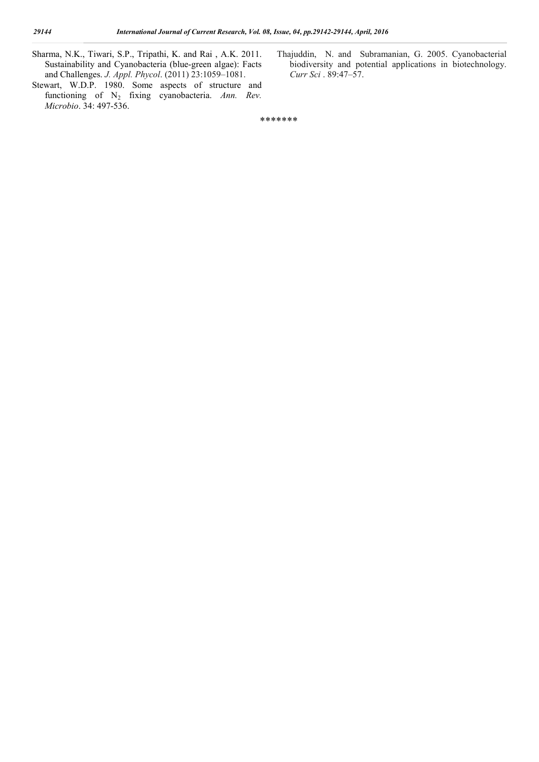Sharma, N.K., Tiwari, S.P., Tripathi, K. and Rai , A.K. 2011. Sustainability and Cyanobacteria (blue-green algae): Facts and Challenges. *J. Appl. Phycol*. (2011) 23:1059–1081.

Stewart, W.D.P. 1980. Some aspects of structure and functioning of $N_2$ fixing cyanobacteria. *Ann. Rev. Microbio*. 34: 497-536.

Thajuddin, N. and Subramanian, G. 2005. Cyanobacterial biodiversity and potential applications in biotechnology. *Curr Sci* . 89:47–57.

*******